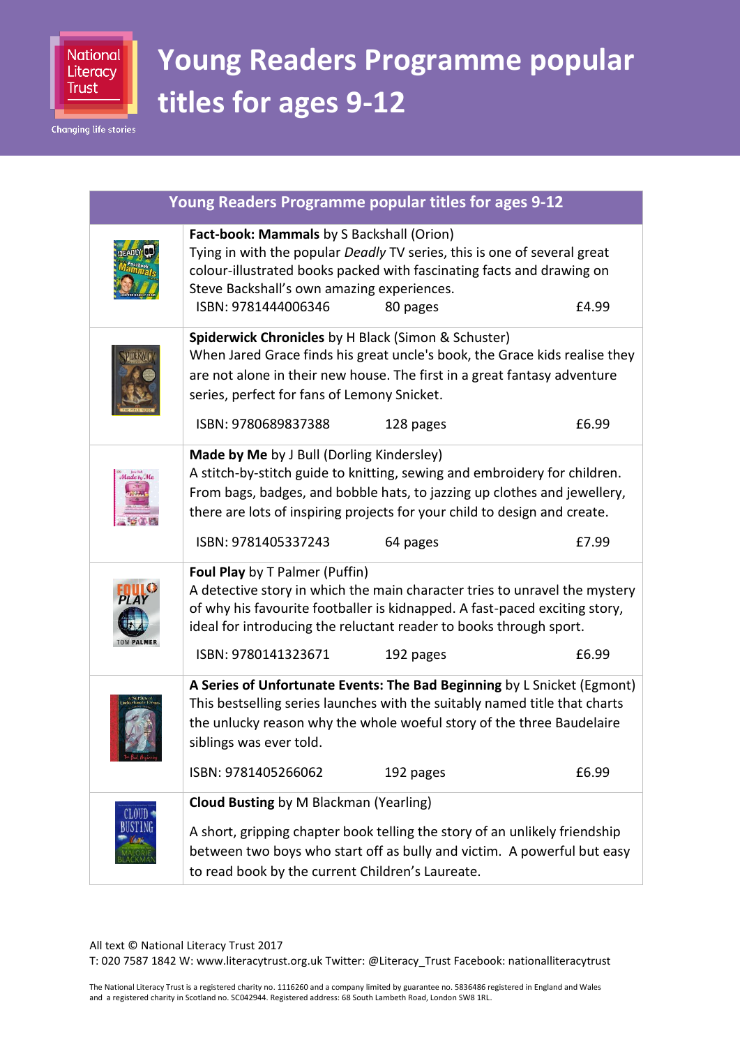# Young Readers Programme popular titles for ages 9-12

## Young Readers Programme popular titles for ages 9-12

**Fact-book: Mammals** by S Backshall (Orion)
Tying in with the popular *Deadly* TV series, this is one of several great colour-illustrated books packed with fascinating facts and drawing on Steve Backshall's own amazing experiences.
ISBN: 9781444006346 | 80 pages | £4.99

**Spiderwick Chronicles** by H Black (Simon & Schuster)
When Jared Grace finds his great uncle's book, the Grace kids realise they are not alone in their new house. The first in a great fantasy adventure series, perfect for fans of Lemony Snicket.
ISBN: 9780689837388 | 128 pages | £6.99

**Made by Me** by J Bull (Dorling Kindersley)
A stitch-by-stitch guide to knitting, sewing and embroidery for children. From bags, badges, and bobble hats, to jazzing up clothes and jewellery, there are lots of inspiring projects for your child to design and create.
ISBN: 9781405337243 | 64 pages | £7.99

**Foul Play** by T Palmer (Puffin)
A detective story in which the main character tries to unravel the mystery of why his favourite footballer is kidnapped. A fast-paced exciting story, ideal for introducing the reluctant reader to books through sport.
ISBN: 9780141323671 | 192 pages | £6.99

**A Series of Unfortunate Events: The Bad Beginning** by L Snicket (Egmont)
This bestselling series launches with the suitably named title that charts the unlucky reason why the whole woeful story of the three Baudelaire siblings was ever told.
ISBN: 9781405266062 | 192 pages | £6.99

**Cloud Busting** by M Blackman (Yearling)
A short, gripping chapter book telling the story of an unlikely friendship between two boys who start off as bully and victim. A powerful but easy to read book by the current Children's Laureate.

All text © National Literacy Trust 2017
T: 020 7587 1842 W: www.literacytrust.org.uk Twitter: @Literacy_Trust Facebook: nationalliteracytrust

The National Literacy Trust is a registered charity no. 1116260 and a company limited by guarantee no. 5836486 registered in England and Wales and a registered charity in Scotland no. SC042944. Registered address: 68 South Lambeth Road, London SW8 1RL.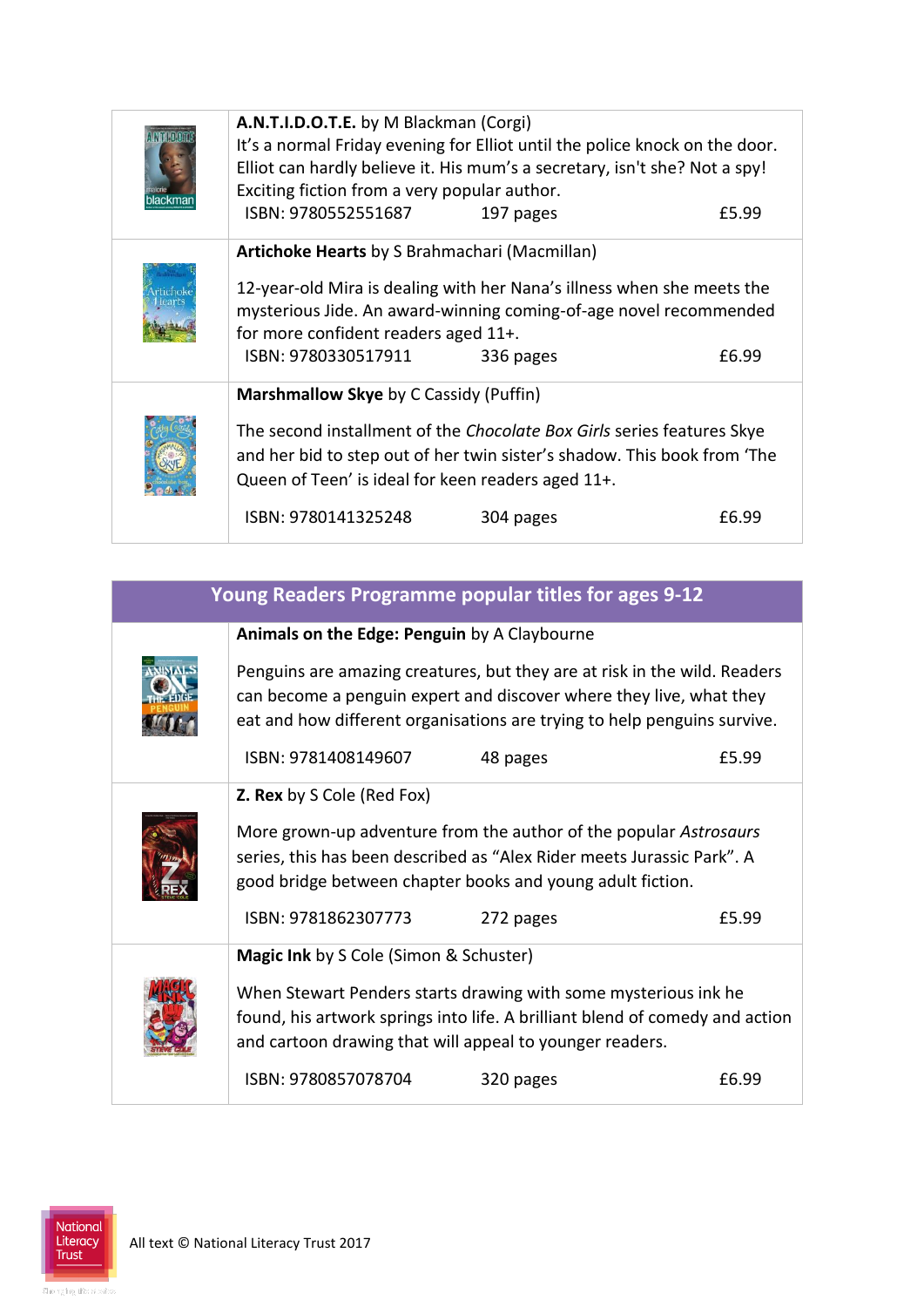**A.N.T.I.D.O.T.E.** by M Blackman (Corgi)

It's a normal Friday evening for Elliot until the police knock on the door. Elliot can hardly believe it. His mum's a secretary, isn't she? Not a spy! Exciting fiction from a very popular author.

ISBN: 9780552551687 | 197 pages | £5.99

**Artichoke Hearts** by S Brahmachari (Macmillan)

12-year-old Mira is dealing with her Nana's illness when she meets the mysterious Jide. An award-winning coming-of-age novel recommended for more confident readers aged 11+.

ISBN: 9780330517911 | 336 pages | £6.99

**Marshmallow Skye** by C Cassidy (Puffin)

The second installment of the *Chocolate Box Girls* series features Skye and her bid to step out of her twin sister's shadow. This book from 'The Queen of Teen' is ideal for keen readers aged 11+.

ISBN: 9780141325248 | 304 pages | £6.99

## Young Readers Programme popular titles for ages 9-12

**Animals on the Edge: Penguin** by A Claybourne

Penguins are amazing creatures, but they are at risk in the wild. Readers can become a penguin expert and discover where they live, what they eat and how different organisations are trying to help penguins survive.

ISBN: 9781408149607 | 48 pages | £5.99

**Z. Rex** by S Cole (Red Fox)

More grown-up adventure from the author of the popular *Astrosaurs* series, this has been described as "Alex Rider meets Jurassic Park". A good bridge between chapter books and young adult fiction.

ISBN: 9781862307773 | 272 pages | £5.99

**Magic Ink** by S Cole (Simon & Schuster)

When Stewart Penders starts drawing with some mysterious ink he found, his artwork springs into life. A brilliant blend of comedy and action and cartoon drawing that will appeal to younger readers.

ISBN: 9780857078704 | 320 pages | £6.99

All text © National Literacy Trust 2017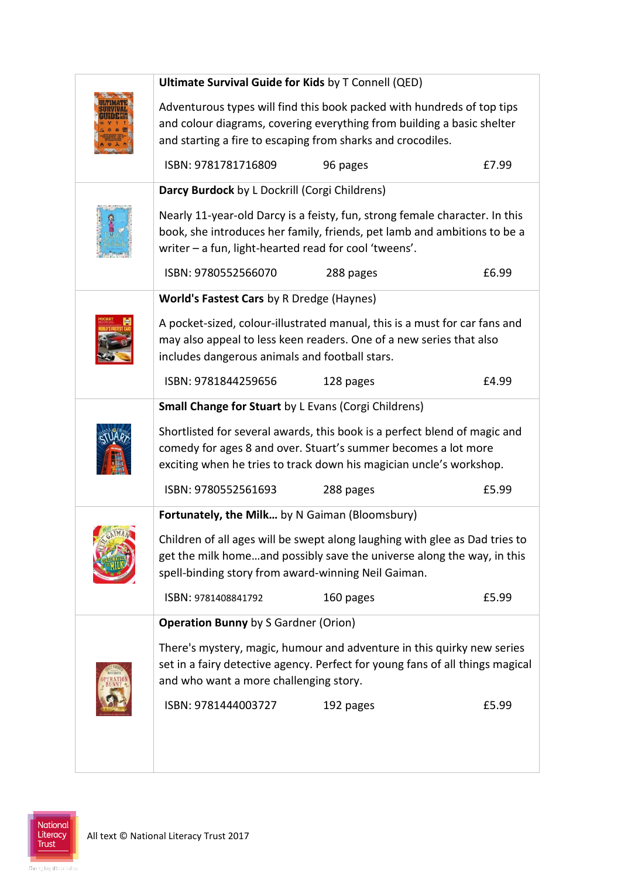**Ultimate Survival Guide for Kids** by T Connell (QED)

Adventurous types will find this book packed with hundreds of top tips and colour diagrams, covering everything from building a basic shelter and starting a fire to escaping from sharks and crocodiles.

ISBN: 9781781716809 | 96 pages | £7.99

**Darcy Burdock** by L Dockrill (Corgi Childrens)

Nearly 11-year-old Darcy is a feisty, fun, strong female character. In this book, she introduces her family, friends, pet lamb and ambitions to be a writer – a fun, light-hearted read for cool 'tweens'.

ISBN: 9780552566070 | 288 pages | £6.99

**World's Fastest Cars** by R Dredge (Haynes)

A pocket-sized, colour-illustrated manual, this is a must for car fans and may also appeal to less keen readers. One of a new series that also includes dangerous animals and football stars.

ISBN: 9781844259656 | 128 pages | £4.99

**Small Change for Stuart** by L Evans (Corgi Childrens)

Shortlisted for several awards, this book is a perfect blend of magic and comedy for ages 8 and over. Stuart's summer becomes a lot more exciting when he tries to track down his magician uncle's workshop.

ISBN: 9780552561693 | 288 pages | £5.99

**Fortunately, the Milk…** by N Gaiman (Bloomsbury)

Children of all ages will be swept along laughing with glee as Dad tries to get the milk home…and possibly save the universe along the way, in this spell-binding story from award-winning Neil Gaiman.

ISBN: 9781408841792 | 160 pages | £5.99

**Operation Bunny** by S Gardner (Orion)

There's mystery, magic, humour and adventure in this quirky new series set in a fairy detective agency. Perfect for young fans of all things magical and who want a more challenging story.

ISBN: 9781444003727 | 192 pages | £5.99

All text © National Literacy Trust 2017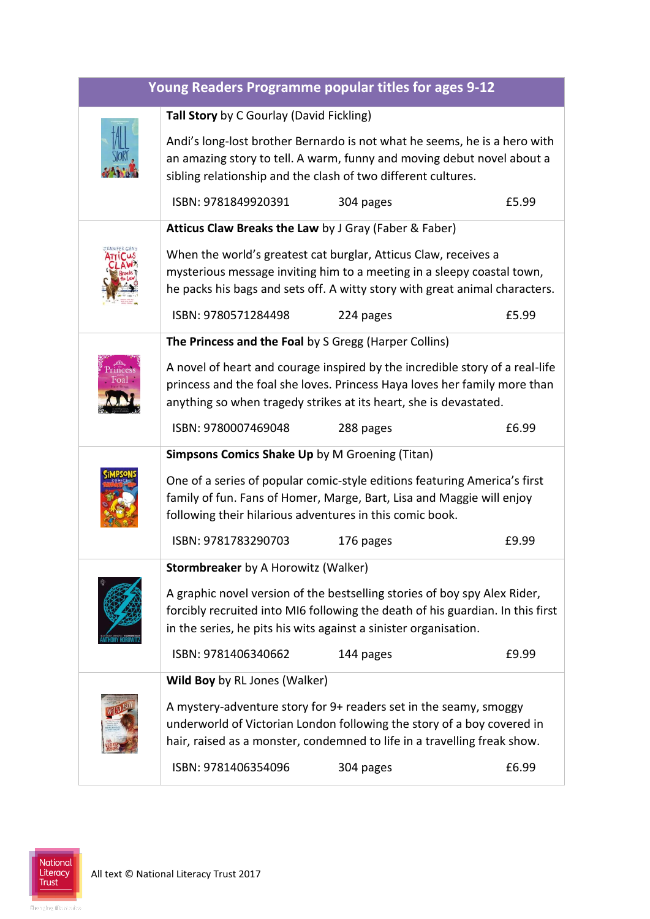## Young Readers Programme popular titles for ages 9-12

**Tall Story** by C Gourlay (David Fickling)

Andi's long-lost brother Bernardo is not what he seems, he is a hero with an amazing story to tell. A warm, funny and moving debut novel about a sibling relationship and the clash of two different cultures.

| ISBN: 9781849920391 | 304 pages | £5.99 |
|---|---|---|

**Atticus Claw Breaks the Law** by J Gray (Faber & Faber)

When the world's greatest cat burglar, Atticus Claw, receives a mysterious message inviting him to a meeting in a sleepy coastal town, he packs his bags and sets off. A witty story with great animal characters.

| ISBN: 9780571284498 | 224 pages | £5.99 |
|---|---|---|

**The Princess and the Foal** by S Gregg (Harper Collins)

A novel of heart and courage inspired by the incredible story of a real-life princess and the foal she loves. Princess Haya loves her family more than anything so when tragedy strikes at its heart, she is devastated.

| ISBN: 9780007469048 | 288 pages | £6.99 |
|---|---|---|

**Simpsons Comics Shake Up** by M Groening (Titan)

One of a series of popular comic-style editions featuring America's first family of fun. Fans of Homer, Marge, Bart, Lisa and Maggie will enjoy following their hilarious adventures in this comic book.

| ISBN: 9781783290703 | 176 pages | £9.99 |
|---|---|---|

**Stormbreaker** by A Horowitz (Walker)

A graphic novel version of the bestselling stories of boy spy Alex Rider, forcibly recruited into MI6 following the death of his guardian. In this first in the series, he pits his wits against a sinister organisation.

| ISBN: 9781406340662 | 144 pages | £9.99 |
|---|---|---|

**Wild Boy** by RL Jones (Walker)

A mystery-adventure story for 9+ readers set in the seamy, smoggy underworld of Victorian London following the story of a boy covered in hair, raised as a monster, condemned to life in a travelling freak show.

| ISBN: 9781406354096 | 304 pages | £6.99 |
|---|---|---|

All text © National Literacy Trust 2017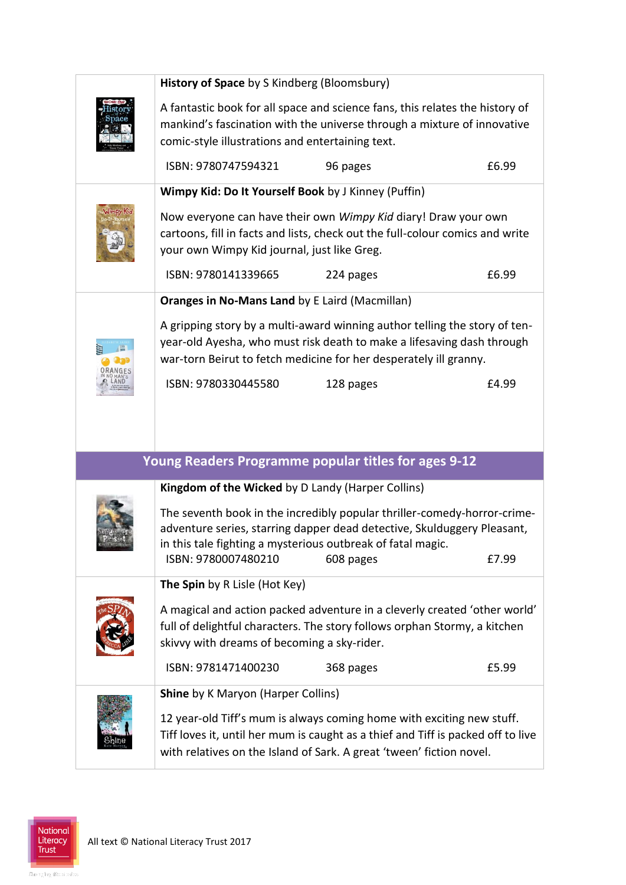**History of Space** by S Kindberg (Bloomsbury)

A fantastic book for all space and science fans, this relates the history of mankind's fascination with the universe through a mixture of innovative comic-style illustrations and entertaining text.

ISBN: 9780747594321 | 96 pages | £6.99

**Wimpy Kid: Do It Yourself Book** by J Kinney (Puffin)

Now everyone can have their own *Wimpy Kid* diary! Draw your own cartoons, fill in facts and lists, check out the full-colour comics and write your own Wimpy Kid journal, just like Greg.

ISBN: 9780141339665 | 224 pages | £6.99

**Oranges in No-Mans Land** by E Laird (Macmillan)

A gripping story by a multi-award winning author telling the story of ten-year-old Ayesha, who must risk death to make a lifesaving dash through war-torn Beirut to fetch medicine for her desperately ill granny.

ISBN: 9780330445580 | 128 pages | £4.99

## Young Readers Programme popular titles for ages 9-12

**Kingdom of the Wicked** by D Landy (Harper Collins)

The seventh book in the incredibly popular thriller-comedy-horror-crime-adventure series, starring dapper dead detective, Skulduggery Pleasant, in this tale fighting a mysterious outbreak of fatal magic.

ISBN: 9780007480210 | 608 pages | £7.99

**The Spin** by R Lisle (Hot Key)

A magical and action packed adventure in a cleverly created 'other world' full of delightful characters. The story follows orphan Stormy, a kitchen skivvy with dreams of becoming a sky-rider.

ISBN: 9781471400230 | 368 pages | £5.99

**Shine** by K Maryon (Harper Collins)

12 year-old Tiff's mum is always coming home with exciting new stuff. Tiff loves it, until her mum is caught as a thief and Tiff is packed off to live with relatives on the Island of Sark. A great 'tween' fiction novel.

All text © National Literacy Trust 2017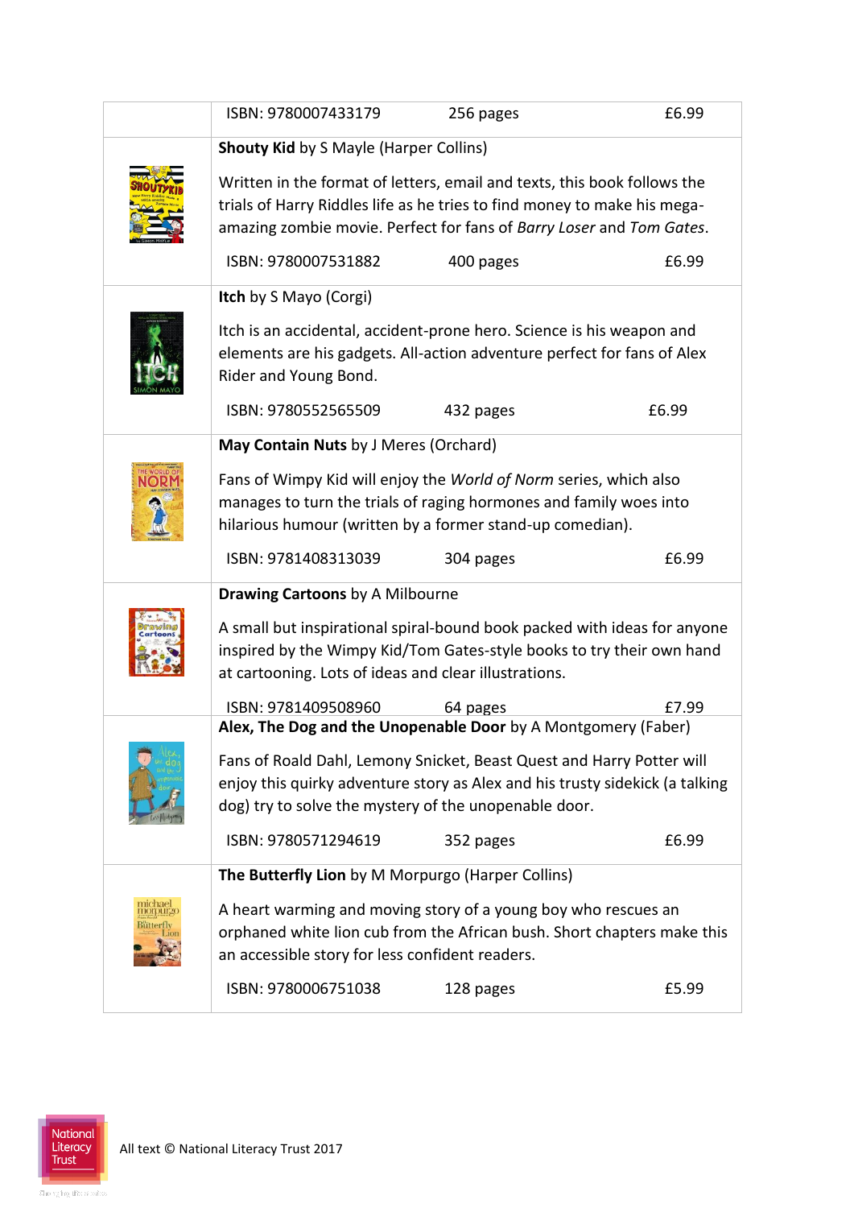| | ISBN: 9780007433179 | 256 pages | £6.99 |
|---|---|---|---|
| | **Shouty Kid** by S Mayle (Harper Collins)<br><br>Written in the format of letters, email and texts, this book follows the trials of Harry Riddles life as he tries to find money to make his mega-amazing zombie movie. Perfect for fans of *Barry Loser* and *Tom Gates*. | | |
| | ISBN: 9780007531882 | 400 pages | £6.99 |
| | **Itch** by S Mayo (Corgi)<br><br>Itch is an accidental, accident-prone hero. Science is his weapon and elements are his gadgets. All-action adventure perfect for fans of Alex Rider and Young Bond. | | |
| | ISBN: 9780552565509 | 432 pages | £6.99 |
| | **May Contain Nuts** by J Meres (Orchard)<br><br>Fans of Wimpy Kid will enjoy the *World of Norm* series, which also manages to turn the trials of raging hormones and family woes into hilarious humour (written by a former stand-up comedian). | | |
| | ISBN: 9781408313039 | 304 pages | £6.99 |
| | **Drawing Cartoons** by A Milbourne<br><br>A small but inspirational spiral-bound book packed with ideas for anyone inspired by the Wimpy Kid/Tom Gates-style books to try their own hand at cartooning. Lots of ideas and clear illustrations. | | |
| | ISBN: 9781409508960 | 64 pages | £7.99 |
| | **Alex, The Dog and the Unopenable Door** by A Montgomery (Faber)<br><br>Fans of Roald Dahl, Lemony Snicket, Beast Quest and Harry Potter will enjoy this quirky adventure story as Alex and his trusty sidekick (a talking dog) try to solve the mystery of the unopenable door. | | |
| | ISBN: 9780571294619 | 352 pages | £6.99 |
| | **The Butterfly Lion** by M Morpurgo (Harper Collins)<br><br>A heart warming and moving story of a young boy who rescues an orphaned white lion cub from the African bush. Short chapters make this an accessible story for less confident readers. | | |
| | ISBN: 9780006751038 | 128 pages | £5.99 |

All text © National Literacy Trust 2017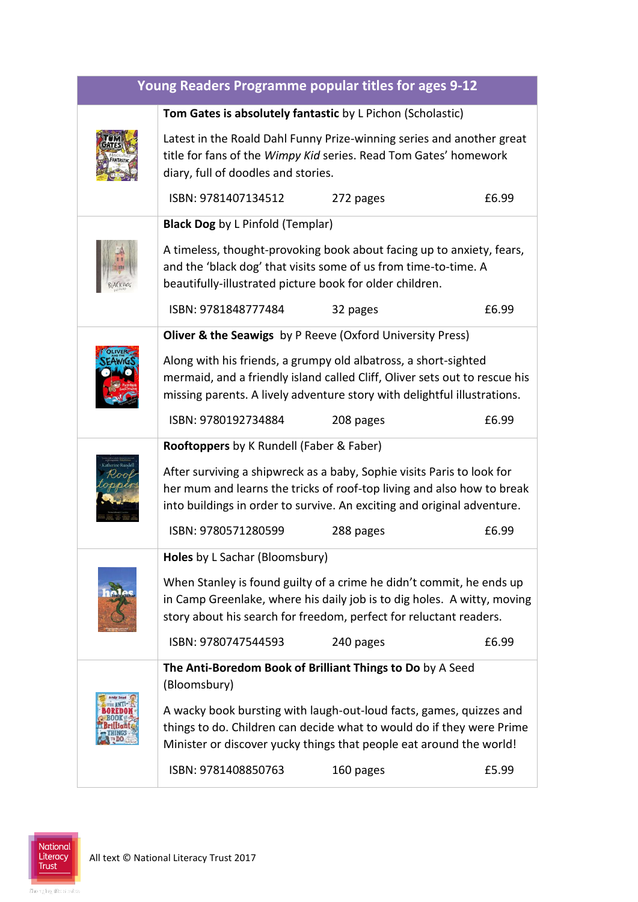## Young Readers Programme popular titles for ages 9-12

**Tom Gates is absolutely fantastic** by L Pichon (Scholastic)

Latest in the Roald Dahl Funny Prize-winning series and another great title for fans of the *Wimpy Kid* series. Read Tom Gates' homework diary, full of doodles and stories.

ISBN: 9781407134512 | 272 pages | £6.99

**Black Dog** by L Pinfold (Templar)

A timeless, thought-provoking book about facing up to anxiety, fears, and the 'black dog' that visits some of us from time-to-time. A beautifully-illustrated picture book for older children.

ISBN: 9781848777484 | 32 pages | £6.99

**Oliver & the Seawigs** by P Reeve (Oxford University Press)

Along with his friends, a grumpy old albatross, a short-sighted mermaid, and a friendly island called Cliff, Oliver sets out to rescue his missing parents. A lively adventure story with delightful illustrations.

ISBN: 9780192734884 | 208 pages | £6.99

**Rooftoppers** by K Rundell (Faber & Faber)

After surviving a shipwreck as a baby, Sophie visits Paris to look for her mum and learns the tricks of roof-top living and also how to break into buildings in order to survive. An exciting and original adventure.

ISBN: 9780571280599 | 288 pages | £6.99

**Holes** by L Sachar (Bloomsbury)

When Stanley is found guilty of a crime he didn't commit, he ends up in Camp Greenlake, where his daily job is to dig holes. A witty, moving story about his search for freedom, perfect for reluctant readers.

ISBN: 9780747544593 | 240 pages | £6.99

**The Anti-Boredom Book of Brilliant Things to Do** by A Seed (Bloomsbury)

A wacky book bursting with laugh-out-loud facts, games, quizzes and things to do. Children can decide what to would do if they were Prime Minister or discover yucky things that people eat around the world!

ISBN: 9781408850763 | 160 pages | £5.99

All text © National Literacy Trust 2017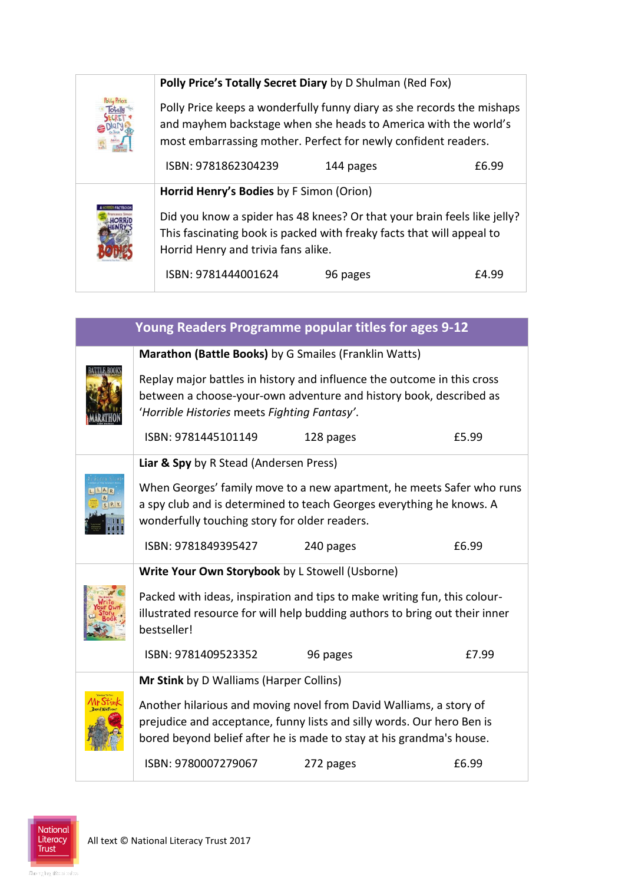**Polly Price's Totally Secret Diary** by D Shulman (Red Fox)

Polly Price keeps a wonderfully funny diary as she records the mishaps and mayhem backstage when she heads to America with the world's most embarrassing mother. Perfect for newly confident readers.

| ISBN: 9781862304239 | 144 pages | £6.99 |
|---|---|---|

**Horrid Henry's Bodies** by F Simon (Orion)

Did you know a spider has 48 knees? Or that your brain feels like jelly? This fascinating book is packed with freaky facts that will appeal to Horrid Henry and trivia fans alike.

| ISBN: 9781444001624 | 96 pages | £4.99 |
|---|---|---|

## Young Readers Programme popular titles for ages 9-12

**Marathon (Battle Books)** by G Smailes (Franklin Watts)

Replay major battles in history and influence the outcome in this cross between a choose-your-own adventure and history book, described as '*Horrible Histories* meets *Fighting Fantasy*'.

| ISBN: 9781445101149 | 128 pages | £5.99 |
|---|---|---|

**Liar & Spy** by R Stead (Andersen Press)

When Georges' family move to a new apartment, he meets Safer who runs a spy club and is determined to teach Georges everything he knows. A wonderfully touching story for older readers.

| ISBN: 9781849395427 | 240 pages | £6.99 |
|---|---|---|

**Write Your Own Storybook** by L Stowell (Usborne)

Packed with ideas, inspiration and tips to make writing fun, this colour-illustrated resource for will help budding authors to bring out their inner bestseller!

| ISBN: 9781409523352 | 96 pages | £7.99 |
|---|---|---|

**Mr Stink** by D Walliams (Harper Collins)

Another hilarious and moving novel from David Walliams, a story of prejudice and acceptance, funny lists and silly words. Our hero Ben is bored beyond belief after he is made to stay at his grandma's house.

| ISBN: 9780007279067 | 272 pages | £6.99 |
|---|---|---|

All text © National Literacy Trust 2017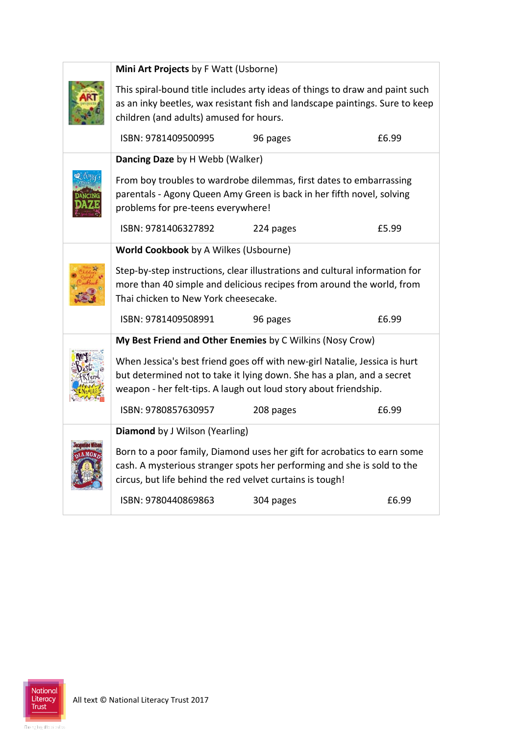| | |
|---|---|
| | **Mini Art Projects** by F Watt (Usborne)<br><br>This spiral-bound title includes arty ideas of things to draw and paint such as an inky beetles, wax resistant fish and landscape paintings. Sure to keep children (and adults) amused for hours.<br><br>ISBN: 9781409500995 96 pages £6.99 |
| | **Dancing Daze** by H Webb (Walker)<br><br>From boy troubles to wardrobe dilemmas, first dates to embarrassing parentals - Agony Queen Amy Green is back in her fifth novel, solving problems for pre-teens everywhere!<br><br>ISBN: 9781406327892 224 pages £5.99 |
| | **World Cookbook** by A Wilkes (Usbourne)<br><br>Step-by-step instructions, clear illustrations and cultural information for more than 40 simple and delicious recipes from around the world, from Thai chicken to New York cheesecake.<br><br>ISBN: 9781409508991 96 pages £6.99 |
| | **My Best Friend and Other Enemies** by C Wilkins (Nosy Crow)<br><br>When Jessica's best friend goes off with new-girl Natalie, Jessica is hurt but determined not to take it lying down. She has a plan, and a secret weapon - her felt-tips. A laugh out loud story about friendship.<br><br>ISBN: 9780857630957 208 pages £6.99 |
| | **Diamond** by J Wilson (Yearling)<br><br>Born to a poor family, Diamond uses her gift for acrobatics to earn some cash. A mysterious stranger spots her performing and she is sold to the circus, but life behind the red velvet curtains is tough!<br><br>ISBN: 9780440869863 304 pages £6.99 |

All text © National Literacy Trust 2017